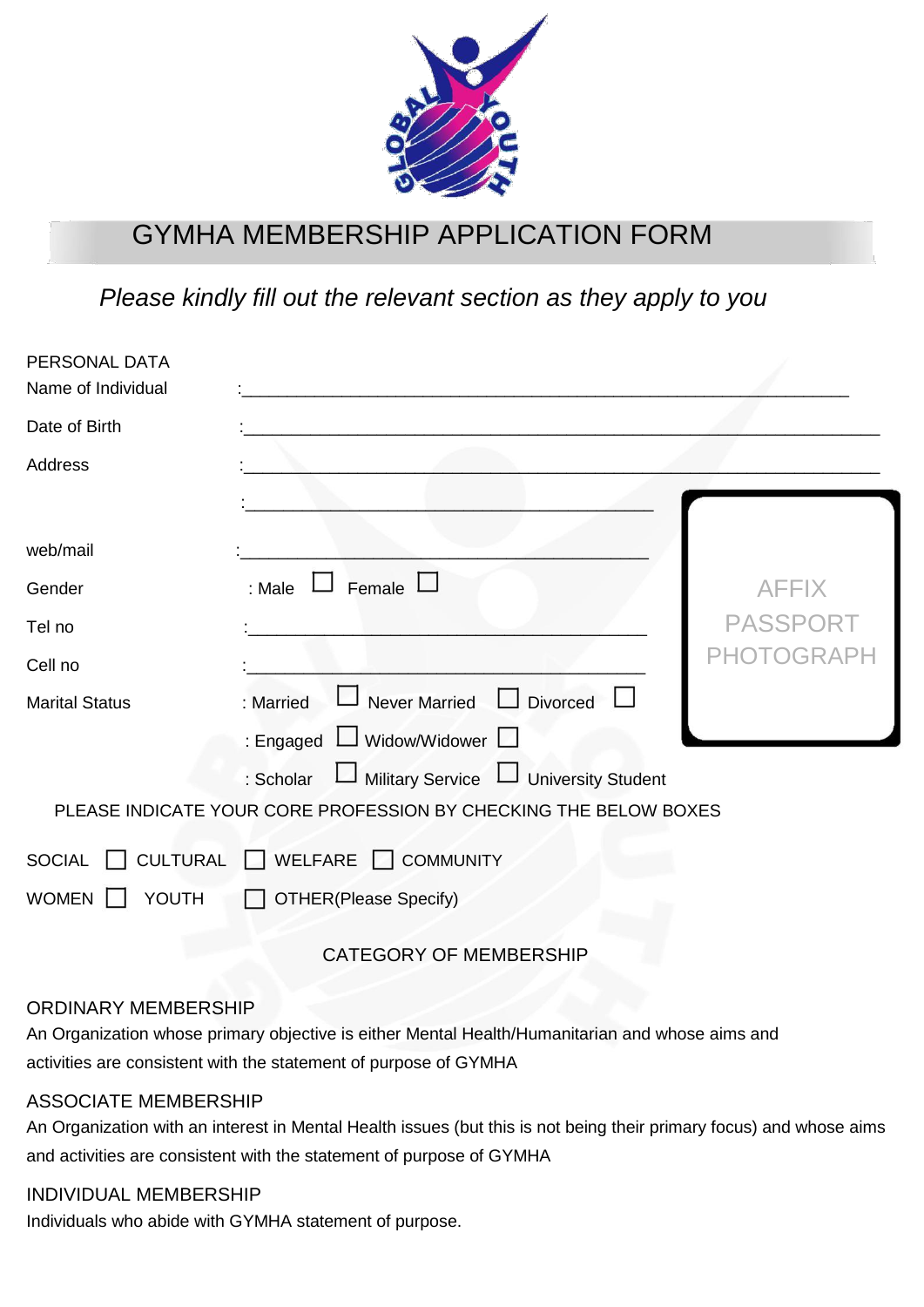# GYMHA MEMBERSHIP APPLICATION FORM

*Please kindly fill out the relevant section as they apply to you*

PERSONAL DATA

Name of Individual :_______________________________________________

Date of Birth :_______________________________________________

Address :_______________________________________________

:_______________________________________________

web/mail :_______________________________________________

Gender : Male ☐ Female ☐

Tel no :_______________________________________________

Cell no :_______________________________________________

Marital Status : Married ☐ Never Married ☐ Divorced ☐

: Engaged ☐ Widow/Widower ☐

: Scholar ☐ Military Service ☐ University Student

AFFIX PASSPORT PHOTOGRAPH

PLEASE INDICATE YOUR CORE PROFESSION BY CHECKING THE BELOW BOXES

SOCIAL ☐ CULTURAL ☐ WELFARE ☐ COMMUNITY

WOMEN ☐ YOUTH ☐ OTHER(Please Specify)

## CATEGORY OF MEMBERSHIP

### ORDINARY MEMBERSHIP

An Organization whose primary objective is either Mental Health/Humanitarian and whose aims and activities are consistent with the statement of purpose of GYMHA

### ASSOCIATE MEMBERSHIP

An Organization with an interest in Mental Health issues (but this is not being their primary focus) and whose aims and activities are consistent with the statement of purpose of GYMHA

### INDIVIDUAL MEMBERSHIP

Individuals who abide with GYMHA statement of purpose.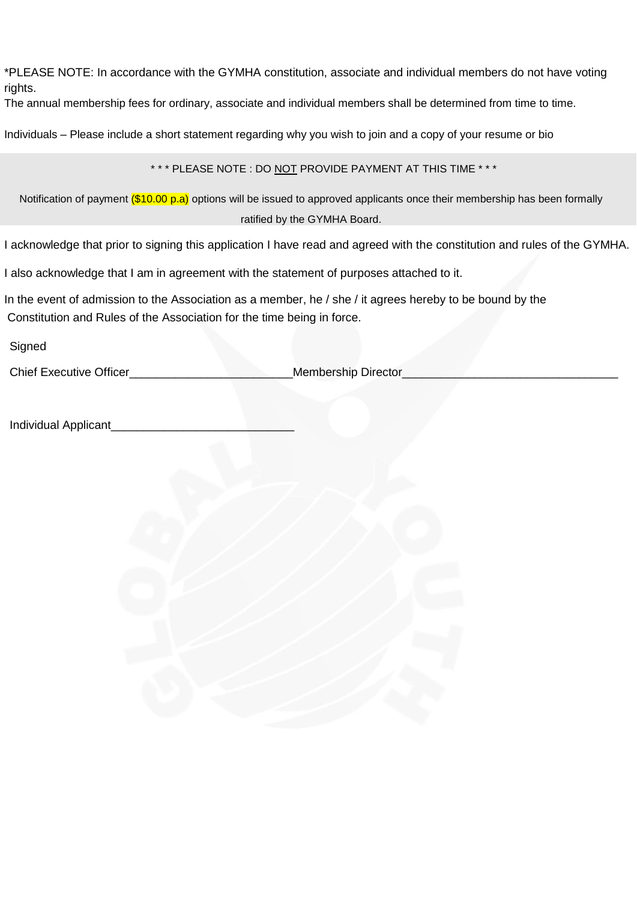*PLEASE NOTE: In accordance with the GYMHA constitution, associate and individual members do not have voting rights.
The annual membership fees for ordinary, associate and individual members shall be determined from time to time.

Individuals – Please include a short statement regarding why you wish to join and a copy of your resume or bio

\* \* \* PLEASE NOTE : DO NOT PROVIDE PAYMENT AT THIS TIME \* \* \*

Notification of payment ($10.00 p.a) options will be issued to approved applicants once their membership has been formally ratified by the GYMHA Board.

I acknowledge that prior to signing this application I have read and agreed with the constitution and rules of the GYMHA.

I also acknowledge that I am in agreement with the statement of purposes attached to it.

In the event of admission to the Association as a member, he / she / it agrees hereby to be bound by the Constitution and Rules of the Association for the time being in force.

Signed

Chief Executive Officer_________________________ Membership Director_________________________________

Individual Applicant____________________________